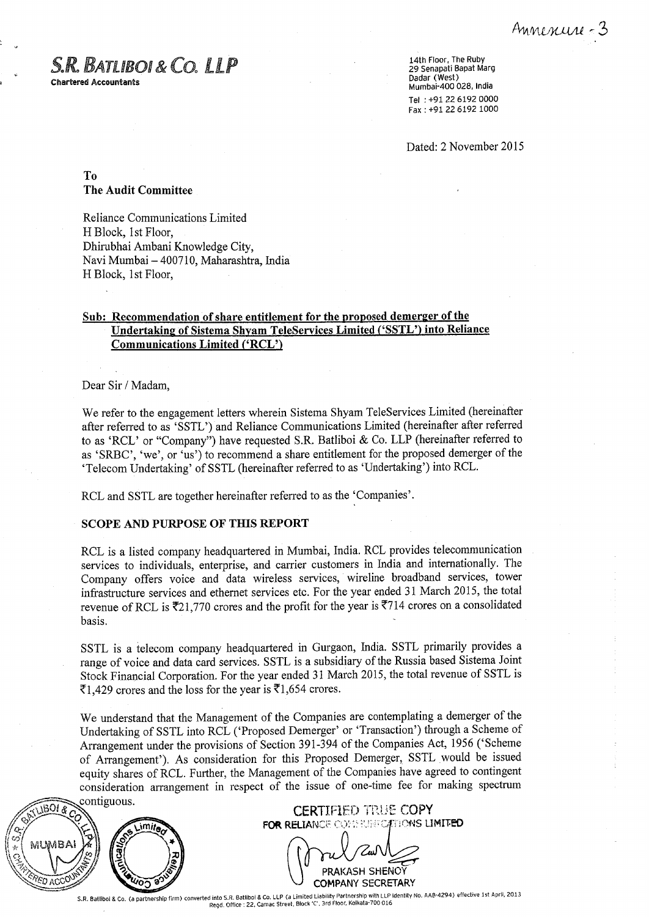Annexure - 3

**S.R. BATLIBOI & CO. LLP**
Chartered Accountants

14th Floor, The Ruby
29 Senapati Bapat Marg
Dadar (West)
Mumbai-400 028, India
Tel : +91 22 6192 0000
Fax : +91 22 6192 1000

Dated: 2 November 2015

**To**
**The Audit Committee**

Reliance Communications Limited
H Block, 1st Floor,
Dhirubhai Ambani Knowledge City,
Navi Mumbai – 400710, Maharashtra, India
H Block, 1st Floor,

**Sub: Recommendation of share entitlement for the proposed demerger of the Undertaking of Sistema Shyam TeleServices Limited ('SSTL') into Reliance Communications Limited ('RCL')**

Dear Sir / Madam,

We refer to the engagement letters wherein Sistema Shyam TeleServices Limited (hereinafter after referred to as 'SSTL') and Reliance Communications Limited (hereinafter after referred to as 'RCL' or "Company") have requested S.R. Batliboi & Co. LLP (hereinafter referred to as 'SRBC', 'we', or 'us') to recommend a share entitlement for the proposed demerger of the 'Telecom Undertaking' of SSTL (hereinafter referred to as 'Undertaking') into RCL.

RCL and SSTL are together hereinafter referred to as the 'Companies'.

**SCOPE AND PURPOSE OF THIS REPORT**

RCL is a listed company headquartered in Mumbai, India. RCL provides telecommunication services to individuals, enterprise, and carrier customers in India and internationally. The Company offers voice and data wireless services, wireline broadband services, tower infrastructure services and ethernet services etc. For the year ended 31 March 2015, the total revenue of RCL is ₹21,770 crores and the profit for the year is ₹714 crores on a consolidated basis.

SSTL is a telecom company headquartered in Gurgaon, India. SSTL primarily provides a range of voice and data card services. SSTL is a subsidiary of the Russia based Sistema Joint Stock Financial Corporation. For the year ended 31 March 2015, the total revenue of SSTL is ₹1,429 crores and the loss for the year is ₹1,654 crores.

We understand that the Management of the Companies are contemplating a demerger of the Undertaking of SSTL into RCL ('Proposed Demerger' or 'Transaction') through a Scheme of Arrangement under the provisions of Section 391-394 of the Companies Act, 1956 ('Scheme of Arrangement'). As consideration for this Proposed Demerger, SSTL would be issued equity shares of RCL. Further, the Management of the Companies have agreed to contingent consideration arrangement in respect of the issue of one-time fee for making spectrum contiguous.

CERTIFIED TRUE COPY
FOR RELIANCE COMMUNICATIONS LIMITED

PRAKASH SHENOY
COMPANY SECRETARY

S.R. Batliboi & Co. (a partnership firm) converted into S.R. Batliboi & Co. LLP (a Limited Liability Partnership with LLP Identity No. AAB-4294) effective 1st April, 2013
Regd. Office : 22, Camac Street, Block 'C', 3rd Floor, Kolkata-700 016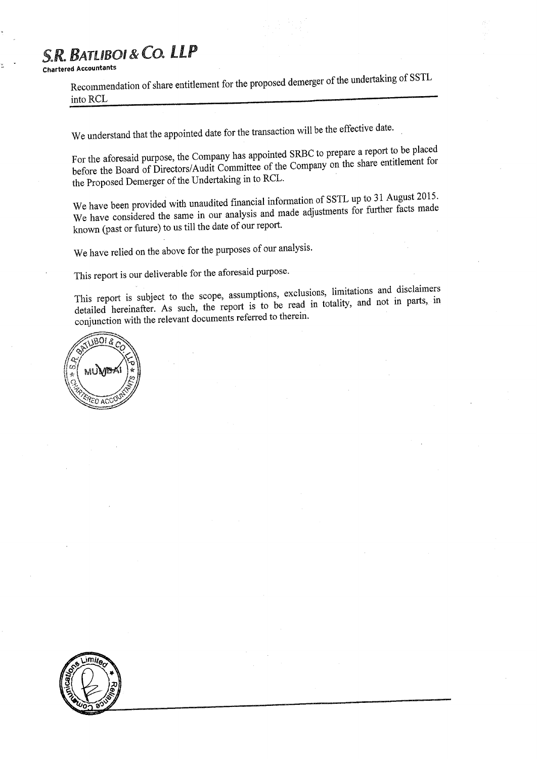Recommendation of share entitlement for the proposed demerger of the undertaking of SSTL into RCL

We understand that the appointed date for the transaction will be the effective date.

For the aforesaid purpose, the Company has appointed SRBC to prepare a report to be placed before the Board of Directors/Audit Committee of the Company on the share entitlement for the Proposed Demerger of the Undertaking in to RCL.

We have been provided with unaudited financial information of SSTL up to 31 August 2015. We have considered the same in our analysis and made adjustments for further facts made known (past or future) to us till the date of our report.

We have relied on the above for the purposes of our analysis.

This report is our deliverable for the aforesaid purpose.

This report is subject to the scope, assumptions, exclusions, limitations and disclaimers detailed hereinafter. As such, the report is to be read in totality, and not in parts, in conjunction with the relevant documents referred to therein.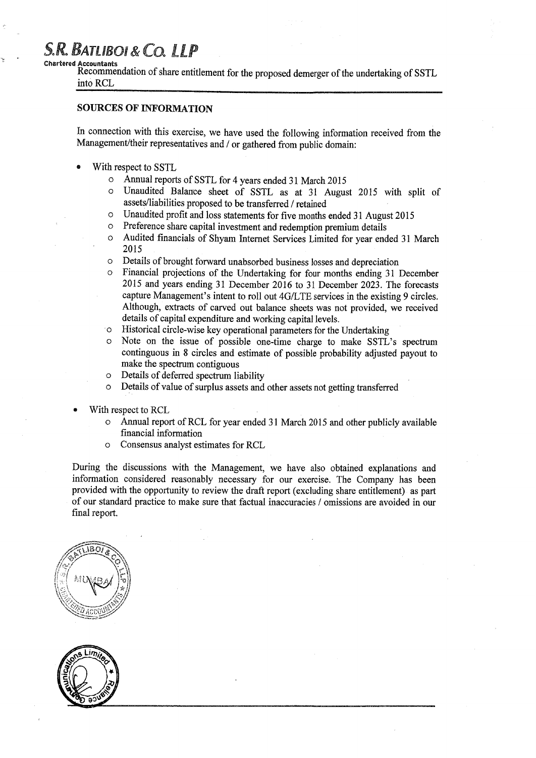## SOURCES OF INFORMATION

In connection with this exercise, we have used the following information received from the Management/their representatives and / or gathered from public domain:

- With respect to SSTL
  - Annual reports of SSTL for 4 years ended 31 March 2015
  - Unaudited Balance sheet of SSTL as at 31 August 2015 with split of assets/liabilities proposed to be transferred / retained
  - Unaudited profit and loss statements for five months ended 31 August 2015
  - Preference share capital investment and redemption premium details
  - Audited financials of Shyam Internet Services Limited for year ended 31 March 2015
  - Details of brought forward unabsorbed business losses and depreciation
  - Financial projections of the Undertaking for four months ending 31 December 2015 and years ending 31 December 2016 to 31 December 2023. The forecasts capture Management's intent to roll out 4G/LTE services in the existing 9 circles. Although, extracts of carved out balance sheets was not provided, we received details of capital expenditure and working capital levels.
  - Historical circle-wise key operational parameters for the Undertaking
  - Note on the issue of possible one-time charge to make SSTL's spectrum contiguous in 8 circles and estimate of possible probability adjusted payout to make the spectrum contiguous
  - Details of deferred spectrum liability
  - Details of value of surplus assets and other assets not getting transferred

- With respect to RCL
  - Annual report of RCL for year ended 31 March 2015 and other publicly available financial information
  - Consensus analyst estimates for RCL

During the discussions with the Management, we have also obtained explanations and information considered reasonably necessary for our exercise. The Company has been provided with the opportunity to review the draft report (excluding share entitlement) as part of our standard practice to make sure that factual inaccuracies / omissions are avoided in our final report.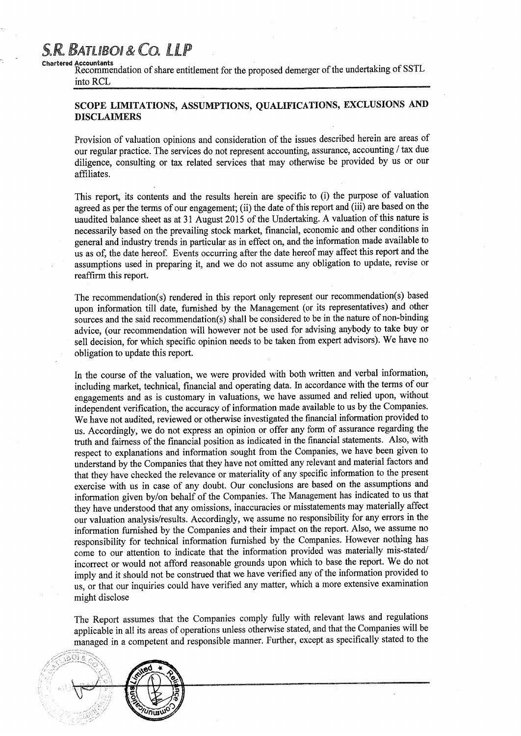## SCOPE LIMITATIONS, ASSUMPTIONS, QUALIFICATIONS, EXCLUSIONS AND DISCLAIMERS

Provision of valuation opinions and consideration of the issues described herein are areas of our regular practice. The services do not represent accounting, assurance, accounting / tax due diligence, consulting or tax related services that may otherwise be provided by us or our affiliates.

This report, its contents and the results herein are specific to (i) the purpose of valuation agreed as per the terms of our engagement; (ii) the date of this report and (iii) are based on the uaudited balance sheet as at 31 August 2015 of the Undertaking. A valuation of this nature is necessarily based on the prevailing stock market, financial, economic and other conditions in general and industry trends in particular as in effect on, and the information made available to us as of, the date hereof. Events occurring after the date hereof may affect this report and the assumptions used in preparing it, and we do not assume any obligation to update, revise or reaffirm this report.

The recommendation(s) rendered in this report only represent our recommendation(s) based upon information till date, furnished by the Management (or its representatives) and other sources and the said recommendation(s) shall be considered to be in the nature of non-binding advice, (our recommendation will however not be used for advising anybody to take buy or sell decision, for which specific opinion needs to be taken from expert advisors). We have no obligation to update this report.

In the course of the valuation, we were provided with both written and verbal information, including market, technical, financial and operating data. In accordance with the terms of our engagements and as is customary in valuations, we have assumed and relied upon, without independent verification, the accuracy of information made available to us by the Companies. We have not audited, reviewed or otherwise investigated the financial information provided to us. Accordingly, we do not express an opinion or offer any form of assurance regarding the truth and fairness of the financial position as indicated in the financial statements. Also, with respect to explanations and information sought from the Companies, we have been given to understand by the Companies that they have not omitted any relevant and material factors and that they have checked the relevance or materiality of any specific information to the present exercise with us in case of any doubt. Our conclusions are based on the assumptions and information given by/on behalf of the Companies. The Management has indicated to us that they have understood that any omissions, inaccuracies or misstatements may materially affect our valuation analysis/results. Accordingly, we assume no responsibility for any errors in the information furnished by the Companies and their impact on the report. Also, we assume no responsibility for technical information furnished by the Companies. However nothing has come to our attention to indicate that the information provided was materially mis-stated/ incorrect or would not afford reasonable grounds upon which to base the report. We do not imply and it should not be construed that we have verified any of the information provided to us, or that our inquiries could have verified any matter, which a more extensive examination might disclose

The Report assumes that the Companies comply fully with relevant laws and regulations applicable in all its areas of operations unless otherwise stated, and that the Companies will be managed in a competent and responsible manner. Further, except as specifically stated to the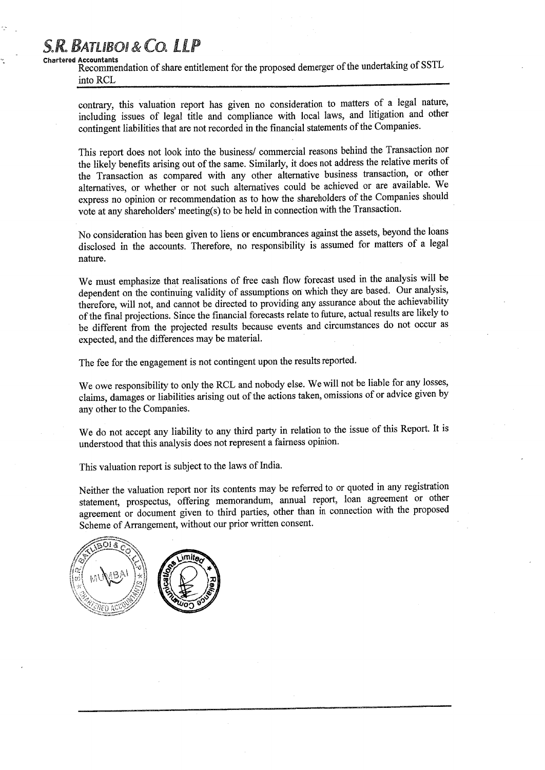contrary, this valuation report has given no consideration to matters of a legal nature, including issues of legal title and compliance with local laws, and litigation and other contingent liabilities that are not recorded in the financial statements of the Companies.

This report does not look into the business/ commercial reasons behind the Transaction nor the likely benefits arising out of the same. Similarly, it does not address the relative merits of the Transaction as compared with any other alternative business transaction, or other alternatives, or whether or not such alternatives could be achieved or are available. We express no opinion or recommendation as to how the shareholders of the Companies should vote at any shareholders' meeting(s) to be held in connection with the Transaction.

No consideration has been given to liens or encumbrances against the assets, beyond the loans disclosed in the accounts. Therefore, no responsibility is assumed for matters of a legal nature.

We must emphasize that realisations of free cash flow forecast used in the analysis will be dependent on the continuing validity of assumptions on which they are based. Our analysis, therefore, will not, and cannot be directed to providing any assurance about the achievability of the final projections. Since the financial forecasts relate to future, actual results are likely to be different from the projected results because events and circumstances do not occur as expected, and the differences may be material.

The fee for the engagement is not contingent upon the results reported.

We owe responsibility to only the RCL and nobody else. We will not be liable for any losses, claims, damages or liabilities arising out of the actions taken, omissions of or advice given by any other to the Companies.

We do not accept any liability to any third party in relation to the issue of this Report. It is understood that this analysis does not represent a fairness opinion.

This valuation report is subject to the laws of India.

Neither the valuation report nor its contents may be referred to or quoted in any registration statement, prospectus, offering memorandum, annual report, loan agreement or other agreement or document given to third parties, other than in connection with the proposed Scheme of Arrangement, without our prior written consent.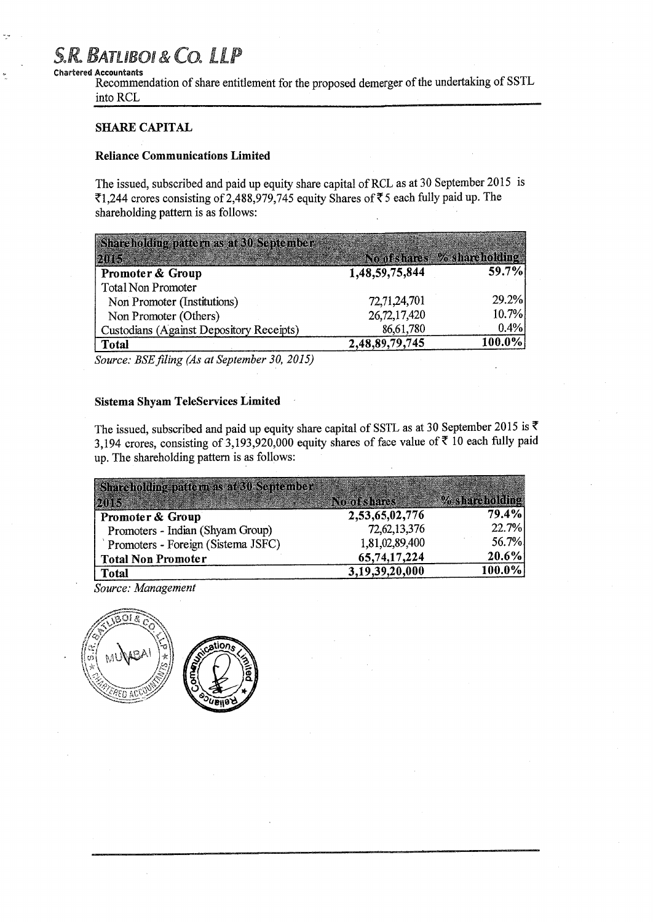## SHARE CAPITAL

### Reliance Communications Limited

The issued, subscribed and paid up equity share capital of RCL as at 30 September 2015 is ₹1,244 crores consisting of 2,488,979,745 equity Shares of ₹5 each fully paid up. The shareholding pattern is as follows:

| Shareholding pattern as at 30 September 2015 | No of shares | % shareholding |
|---|---|---|
| **Promoter & Group** | **1,48,59,75,844** | **59.7%** |
| Total Non Promoter | | |
| Non Promoter (Institutions) | 72,71,24,701 | 29.2% |
| Non Promoter (Others) | 26,72,17,420 | 10.7% |
| Custodians (Against Depository Receipts) | 86,61,780 | 0.4% |
| **Total** | **2,48,89,79,745** | **100.0%** |

*Source: BSE filing (As at September 30, 2015)*

### Sistema Shyam TeleServices Limited

The issued, subscribed and paid up equity share capital of SSTL as at 30 September 2015 is ₹ 3,194 crores, consisting of 3,193,920,000 equity shares of face value of ₹ 10 each fully paid up. The shareholding pattern is as follows:

| Shareholding pattern as at 30 September 2015 | No of shares | % shareholding |
|---|---|---|
| **Promoter & Group** | **2,53,65,02,776** | **79.4%** |
| Promoters - Indian (Shyam Group) | 72,62,13,376 | 22.7% |
| Promoters - Foreign (Sistema JSFC) | 1,81,02,89,400 | 56.7% |
| **Total Non Promoter** | **65,74,17,224** | **20.6%** |
| **Total** | **3,19,39,20,000** | **100.0%** |

*Source: Management*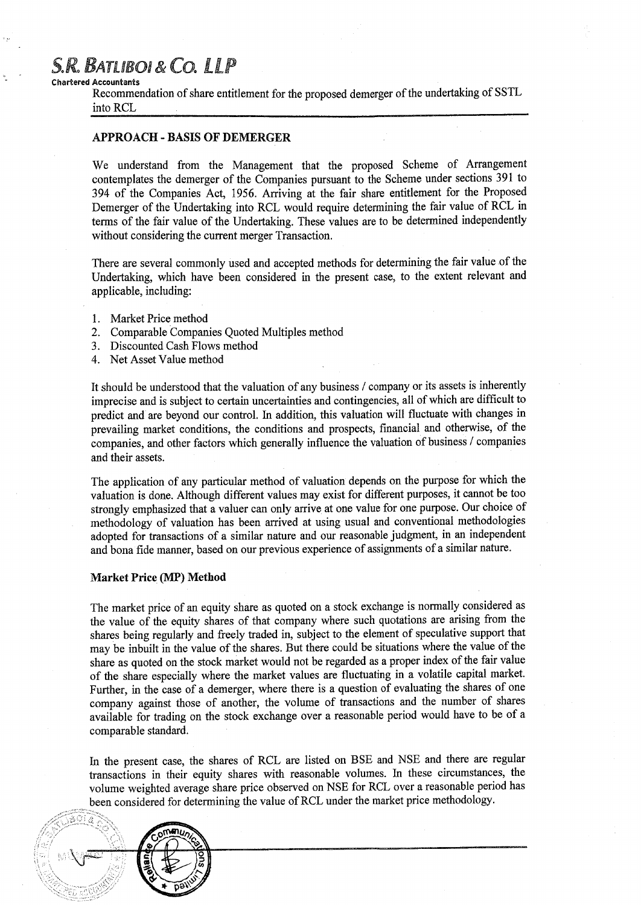S.R. BATLIBOI & CO. LLP

Chartered Accountants

Recommendation of share entitlement for the proposed demerger of the undertaking of SSTL into RCL

## APPROACH - BASIS OF DEMERGER

We understand from the Management that the proposed Scheme of Arrangement contemplates the demerger of the Companies pursuant to the Scheme under sections 391 to 394 of the Companies Act, 1956. Arriving at the fair share entitlement for the Proposed Demerger of the Undertaking into RCL would require determining the fair value of RCL in terms of the fair value of the Undertaking. These values are to be determined independently without considering the current merger Transaction.

There are several commonly used and accepted methods for determining the fair value of the Undertaking, which have been considered in the present case, to the extent relevant and applicable, including:

1. Market Price method
2. Comparable Companies Quoted Multiples method
3. Discounted Cash Flows method
4. Net Asset Value method

It should be understood that the valuation of any business / company or its assets is inherently imprecise and is subject to certain uncertainties and contingencies, all of which are difficult to predict and are beyond our control. In addition, this valuation will fluctuate with changes in prevailing market conditions, the conditions and prospects, financial and otherwise, of the companies, and other factors which generally influence the valuation of business / companies and their assets.

The application of any particular method of valuation depends on the purpose for which the valuation is done. Although different values may exist for different purposes, it cannot be too strongly emphasized that a valuer can only arrive at one value for one purpose. Our choice of methodology of valuation has been arrived at using usual and conventional methodologies adopted for transactions of a similar nature and our reasonable judgment, in an independent and bona fide manner, based on our previous experience of assignments of a similar nature.

### Market Price (MP) Method

The market price of an equity share as quoted on a stock exchange is normally considered as the value of the equity shares of that company where such quotations are arising from the shares being regularly and freely traded in, subject to the element of speculative support that may be inbuilt in the value of the shares. But there could be situations where the value of the share as quoted on the stock market would not be regarded as a proper index of the fair value of the share especially where the market values are fluctuating in a volatile capital market. Further, in the case of a demerger, where there is a question of evaluating the shares of one company against those of another, the volume of transactions and the number of shares available for trading on the stock exchange over a reasonable period would have to be of a comparable standard.

In the present case, the shares of RCL are listed on BSE and NSE and there are regular transactions in their equity shares with reasonable volumes. In these circumstances, the volume weighted average share price observed on NSE for RCL over a reasonable period has been considered for determining the value of RCL under the market price methodology.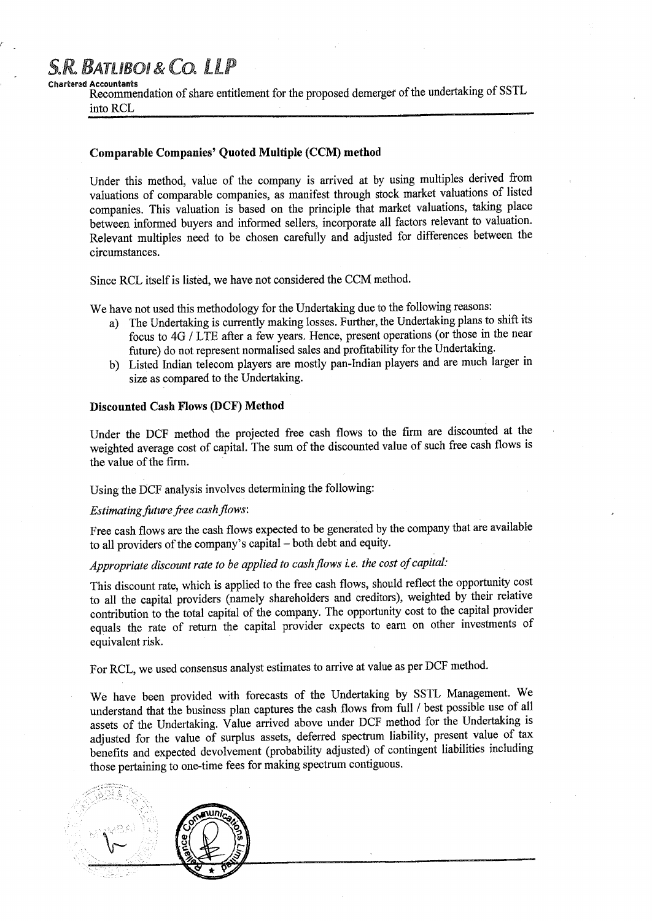### Comparable Companies' Quoted Multiple (CCM) method

Under this method, value of the company is arrived at by using multiples derived from valuations of comparable companies, as manifest through stock market valuations of listed companies. This valuation is based on the principle that market valuations, taking place between informed buyers and informed sellers, incorporate all factors relevant to valuation. Relevant multiples need to be chosen carefully and adjusted for differences between the circumstances.

Since RCL itself is listed, we have not considered the CCM method.

We have not used this methodology for the Undertaking due to the following reasons:

a) The Undertaking is currently making losses. Further, the Undertaking plans to shift its focus to 4G / LTE after a few years. Hence, present operations (or those in the near future) do not represent normalised sales and profitability for the Undertaking.
b) Listed Indian telecom players are mostly pan-Indian players and are much larger in size as compared to the Undertaking.

### Discounted Cash Flows (DCF) Method

Under the DCF method the projected free cash flows to the firm are discounted at the weighted average cost of capital. The sum of the discounted value of such free cash flows is the value of the firm.

Using the DCF analysis involves determining the following:

*Estimating future free cash flows*:

Free cash flows are the cash flows expected to be generated by the company that are available to all providers of the company's capital – both debt and equity.

*Appropriate discount rate to be applied to cash flows i.e. the cost of capital:*

This discount rate, which is applied to the free cash flows, should reflect the opportunity cost to all the capital providers (namely shareholders and creditors), weighted by their relative contribution to the total capital of the company. The opportunity cost to the capital provider equals the rate of return the capital provider expects to earn on other investments of equivalent risk.

For RCL, we used consensus analyst estimates to arrive at value as per DCF method.

We have been provided with forecasts of the Undertaking by SSTL Management. We understand that the business plan captures the cash flows from full / best possible use of all assets of the Undertaking. Value arrived above under DCF method for the Undertaking is adjusted for the value of surplus assets, deferred spectrum liability, present value of tax benefits and expected devolvement (probability adjusted) of contingent liabilities including those pertaining to one-time fees for making spectrum contiguous.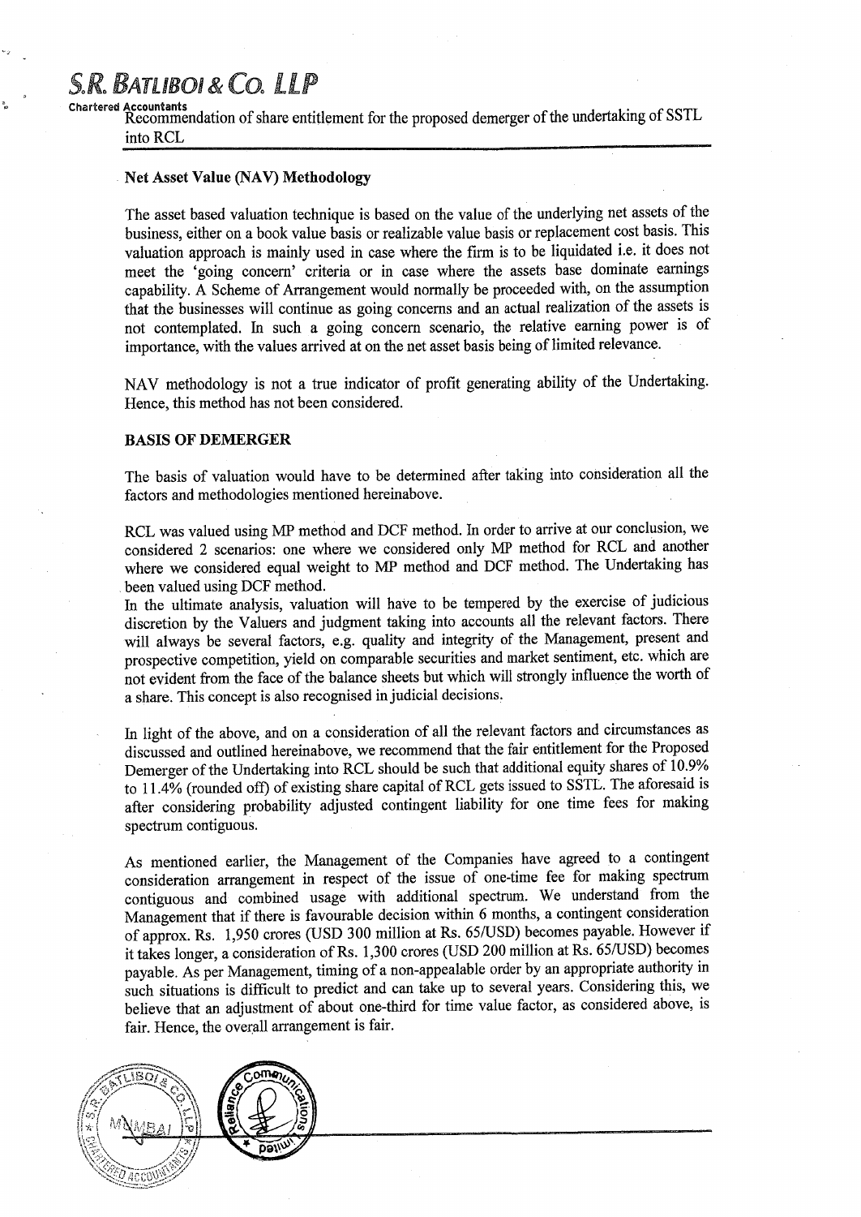### Net Asset Value (NAV) Methodology

The asset based valuation technique is based on the value of the underlying net assets of the business, either on a book value basis or realizable value basis or replacement cost basis. This valuation approach is mainly used in case where the firm is to be liquidated i.e. it does not meet the 'going concern' criteria or in case where the assets base dominate earnings capability. A Scheme of Arrangement would normally be proceeded with, on the assumption that the businesses will continue as going concerns and an actual realization of the assets is not contemplated. In such a going concern scenario, the relative earning power is of importance, with the values arrived at on the net asset basis being of limited relevance.

NAV methodology is not a true indicator of profit generating ability of the Undertaking. Hence, this method has not been considered.

### BASIS OF DEMERGER

The basis of valuation would have to be determined after taking into consideration all the factors and methodologies mentioned hereinabove.

RCL was valued using MP method and DCF method. In order to arrive at our conclusion, we considered 2 scenarios: one where we considered only MP method for RCL and another where we considered equal weight to MP method and DCF method. The Undertaking has been valued using DCF method.

In the ultimate analysis, valuation will have to be tempered by the exercise of judicious discretion by the Valuers and judgment taking into accounts all the relevant factors. There will always be several factors, e.g. quality and integrity of the Management, present and prospective competition, yield on comparable securities and market sentiment, etc. which are not evident from the face of the balance sheets but which will strongly influence the worth of a share. This concept is also recognised in judicial decisions.

In light of the above, and on a consideration of all the relevant factors and circumstances as discussed and outlined hereinabove, we recommend that the fair entitlement for the Proposed Demerger of the Undertaking into RCL should be such that additional equity shares of 10.9% to 11.4% (rounded off) of existing share capital of RCL gets issued to SSTL. The aforesaid is after considering probability adjusted contingent liability for one time fees for making spectrum contiguous.

As mentioned earlier, the Management of the Companies have agreed to a contingent consideration arrangement in respect of the issue of one-time fee for making spectrum contiguous and combined usage with additional spectrum. We understand from the Management that if there is favourable decision within 6 months, a contingent consideration of approx. Rs. 1,950 crores (USD 300 million at Rs. 65/USD) becomes payable. However if it takes longer, a consideration of Rs. 1,300 crores (USD 200 million at Rs. 65/USD) becomes payable. As per Management, timing of a non-appealable order by an appropriate authority in such situations is difficult to predict and can take up to several years. Considering this, we believe that an adjustment of about one-third for time value factor, as considered above, is fair. Hence, the overall arrangement is fair.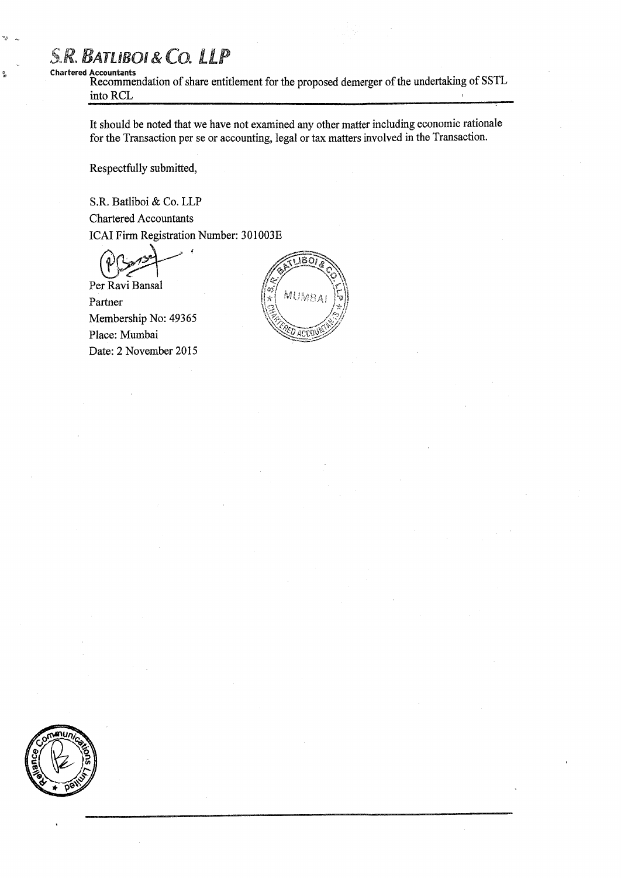It should be noted that we have not examined any other matter including economic rationale for the Transaction per se or accounting, legal or tax matters involved in the Transaction.

Respectfully submitted,

S.R. Batliboi & Co. LLP
Chartered Accountants
ICAI Firm Registration Number: 301003E

Per Ravi Bansal
Partner
Membership No: 49365
Place: Mumbai
Date: 2 November 2015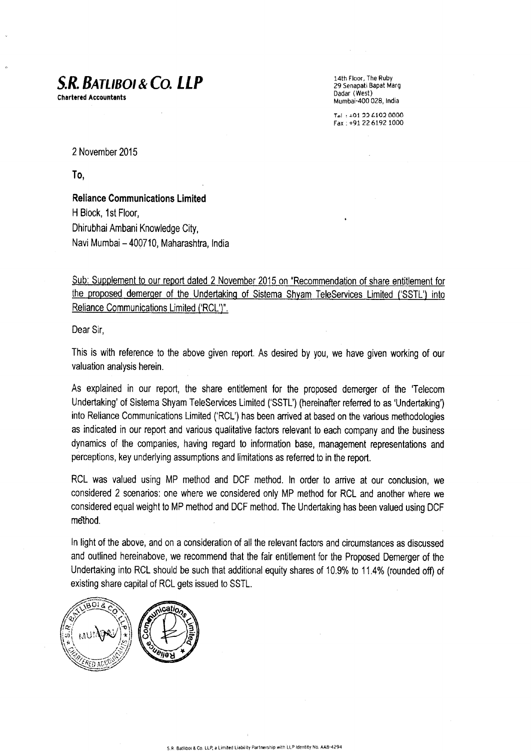**S.R. BATLIBOI & CO. LLP**
**Chartered Accountants**

14th Floor, The Ruby
29 Senapati Bapat Marg
Dadar (West)
Mumbai-400 028, India

Tel : +91 22 6192 0000
Fax : +91 22 6192 1000

2 November 2015

**To,**

**Reliance Communications Limited**
H Block, 1st Floor,
Dhirubhai Ambani Knowledge City,
Navi Mumbai – 400710, Maharashtra, India

Sub: Supplement to our report dated 2 November 2015 on "Recommendation of share entitlement for the proposed demerger of the Undertaking of Sistema Shyam TeleServices Limited ('SSTL') into Reliance Communications Limited ('RCL')".

Dear Sir,

This is with reference to the above given report. As desired by you, we have given working of our valuation analysis herein.

As explained in our report, the share entitlement for the proposed demerger of the 'Telecom Undertaking' of Sistema Shyam TeleServices Limited ('SSTL') (hereinafter referred to as 'Undertaking') into Reliance Communications Limited ('RCL') has been arrived at based on the various methodologies as indicated in our report and various qualitative factors relevant to each company and the business dynamics of the companies, having regard to information base, management representations and perceptions, key underlying assumptions and limitations as referred to in the report.

RCL was valued using MP method and DCF method. In order to arrive at our conclusion, we considered 2 scenarios: one where we considered only MP method for RCL and another where we considered equal weight to MP method and DCF method. The Undertaking has been valued using DCF method.

In light of the above, and on a consideration of all the relevant factors and circumstances as discussed and outlined hereinabove, we recommend that the fair entitlement for the Proposed Demerger of the Undertaking into RCL should be such that additional equity shares of 10.9% to 11.4% (rounded off) of existing share capital of RCL gets issued to SSTL.

S.R. Batliboi & Co. LLP, a Limited Liability Partnership with LLP Identity No. AAB-4294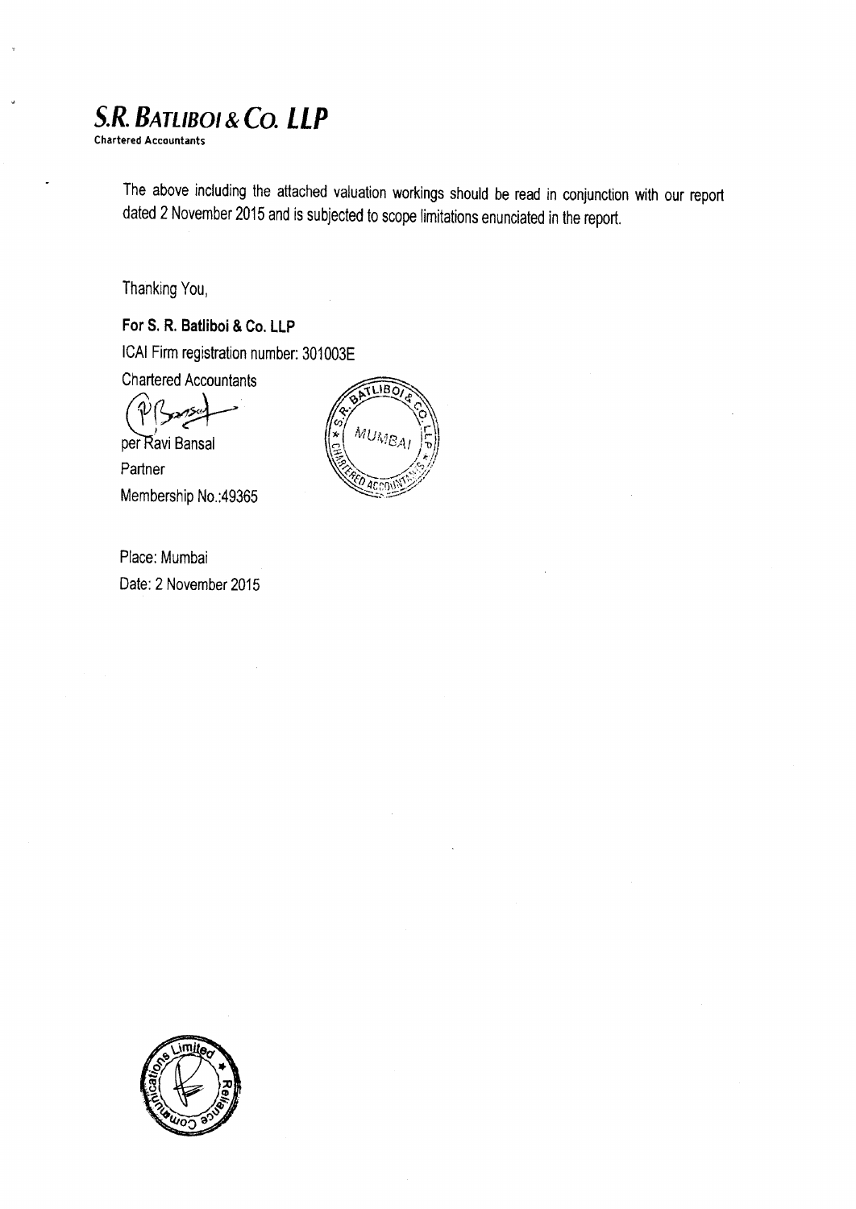# S.R. BATLIBOI & CO. LLP

Chartered Accountants

The above including the attached valuation workings should be read in conjunction with our report dated 2 November 2015 and is subjected to scope limitations enunciated in the report.

Thanking You,

**For S. R. Batliboi & Co. LLP**

ICAI Firm registration number: 301003E

Chartered Accountants

per Ravi Bansal

Partner

Membership No.:49365

Place: Mumbai

Date: 2 November 2015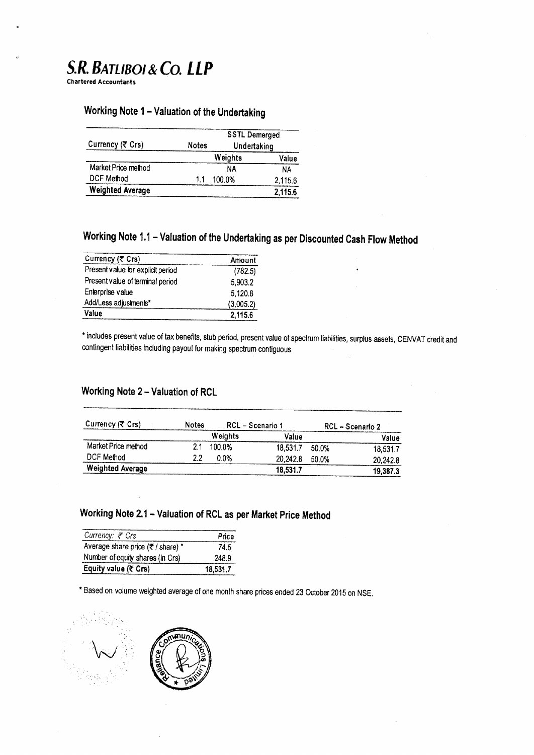# S.R. BATLIBOI & CO. LLP
Chartered Accountants

## Working Note 1 – Valuation of the Undertaking

| Currency (₹ Crs) | Notes | SSTL Demerged Undertaking | |
|---|---|---|---|
| | | Weights | Value |
| Market Price method | | NA | NA |
| DCF Method | 1.1 | 100.0% | 2,115.6 |
| **Weighted Average** | | | **2,115.6** |

## Working Note 1.1 – Valuation of the Undertaking as per Discounted Cash Flow Method

| Currency (₹ Crs) | Amount |
|---|---|
| Present value for explicit period | (782.5) |
| Present value of terminal period | 5,903.2 |
| Enterprise value | 5,120.8 |
| Add/Less adjustments* | (3,005.2) |
| **Value** | **2,115.6** |

\* includes present value of tax benefits, stub period, present value of spectrum liabilities, surplus assets, CENVAT credit and contingent liabilities including payout for making spectrum contiguous

## Working Note 2 – Valuation of RCL

| Currency (₹ Crs) | Notes | RCL – Scenario 1 | | RCL – Scenario 2 | |
|---|---|---|---|---|---|
| | | Weights | Value | | Value |
| Market Price method | 2.1 | 100.0% | 18,531.7 | 50.0% | 18,531.7 |
| DCF Method | 2.2 | 0.0% | 20,242.8 | 50.0% | 20,242.8 |
| **Weighted Average** | | | **18,531.7** | | **19,387.3** |

## Working Note 2.1 – Valuation of RCL as per Market Price Method

| *Currency: ₹ Crs* | Price |
|---|---|
| Average share price (₹ / share) * | 74.5 |
| Number of equity shares (in Crs) | 248.9 |
| **Equity value (₹ Crs)** | **18,531.7** |

\* Based on volume weighted average of one month share prices ended 23 October 2015 on NSE.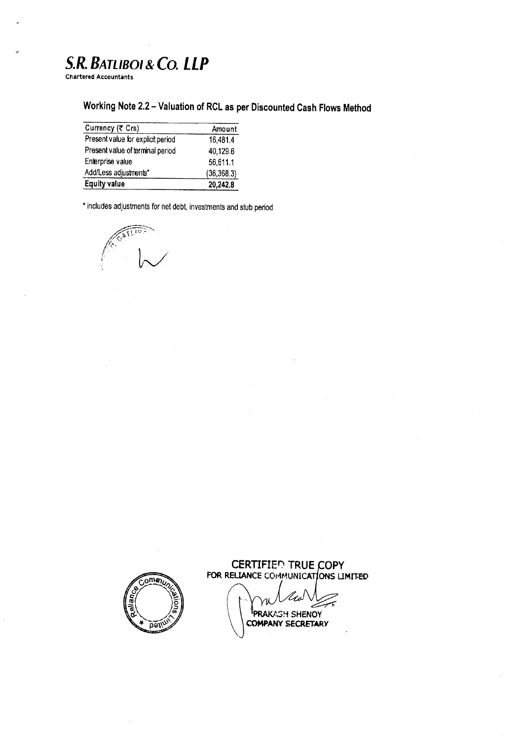**S.R. BATLIBOI & CO. LLP**
Chartered Accountants

## Working Note 2.2 – Valuation of RCL as per Discounted Cash Flows Method

| Currency (₹ Crs) | Amount |
|---|---|
| Present value for explicit period | 16,481.4 |
| Present value of terminal period | 40,129.6 |
| Enterprise value | 56,611.1 |
| Add/Less adjustments* | (36,368.3) |
| **Equity value** | **20,242.8** |

* includes adjustments for net debt, investments and stub period

CERTIFIED TRUE COPY
FOR RELIANCE COMMUNICATIONS LIMITED

PRAKASH SHENOY
COMPANY SECRETARY